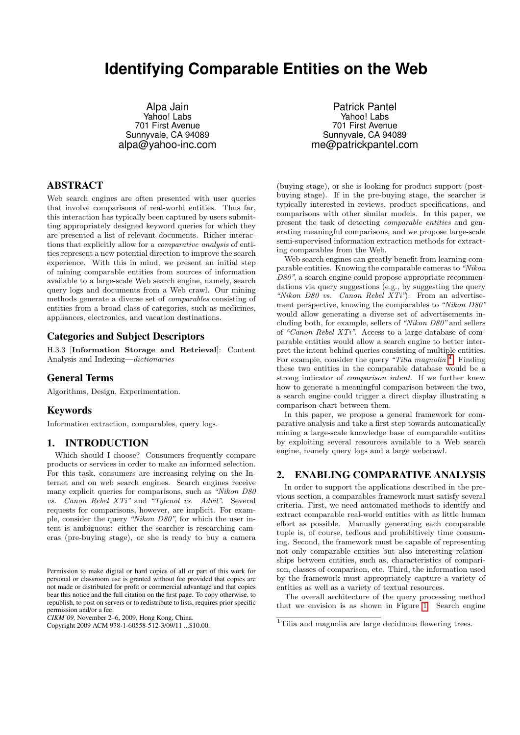# Identifying Comparable Entities on the Web

Alpa Jain
Yahoo! Labs
701 First Avenue
Sunnyvale, CA 94089
alpa@yahoo-inc.com

Patrick Pantel
Yahoo! Labs
701 First Avenue
Sunnyvale, CA 94089
me@patrickpantel.com

## ABSTRACT

Web search engines are often presented with user queries that involve comparisons of real-world entities. Thus far, this interaction has typically been captured by users submitting appropriately designed keyword queries for which they are presented a list of relevant documents. Richer interactions that explicitly allow for a *comparative analysis* of entities represent a new potential direction to improve the search experience. With this in mind, we present an initial step of mining comparable entities from sources of information available to a large-scale Web search engine, namely, search query logs and documents from a Web crawl. Our mining methods generate a diverse set of *comparables* consisting of entities from a broad class of categories, such as medicines, appliances, electronics, and vacation destinations.

## Categories and Subject Descriptors

H.3.3 [**Information Storage and Retrieval**]: Content Analysis and Indexing—*dictionaries*

## General Terms

Algorithms, Design, Experimentation.

## Keywords

Information extraction, comparables, query logs.

## 1. INTRODUCTION

Which should I choose? Consumers frequently compare products or services in order to make an informed selection. For this task, consumers are increasing relying on the Internet and on web search engines. Search engines receive many explicit queries for comparisons, such as *"Nikon D80 vs. Canon Rebel XTi"* and *"Tylenol vs. Advil"*. Several requests for comparisons, however, are implicit. For example, consider the query *"Nikon D80"*, for which the user intent is ambiguous: either the searcher is researching cameras (pre-buying stage), or she is ready to buy a camera (buying stage), or she is looking for product support (post-buying stage). If in the pre-buying stage, the searcher is typically interested in reviews, product specifications, and comparisons with other similar models. In this paper, we present the task of detecting *comparable entities* and generating meaningful comparisons, and we propose large-scale semi-supervised information extraction methods for extracting comparables from the Web.

Web search engines can greatly benefit from learning comparable entities. Knowing the comparable cameras to *"Nikon D80"*, a search engine could propose appropriate recommendations via query suggestions (e.g., by suggesting the query *"Nikon D80 vs. Canon Rebel XTi"*). From an advertisement perspective, knowing the comparables to *"Nikon D80"* would allow generating a diverse set of advertisements including both, for example, sellers of *"Nikon D80"* and sellers of *"Canon Rebel XTi"*. Access to a large database of comparable entities would allow a search engine to better interpret the intent behind queries consisting of multiple entities. For example, consider the query *"Tilia magnolia"*[1]. Finding these two entities in the comparable database would be a strong indicator of *comparison intent*. If we further knew how to generate a meaningful comparison between the two, a search engine could trigger a direct display illustrating a comparison chart between them.

In this paper, we propose a general framework for comparative analysis and take a first step towards automatically mining a large-scale knowledge base of comparable entities by exploiting several resources available to a Web search engine, namely query logs and a large webcrawl.

## 2. ENABLING COMPARATIVE ANALYSIS

In order to support the applications described in the previous section, a comparables framework must satisfy several criteria. First, we need automated methods to identify and extract comparable real-world entities with as little human effort as possible. Manually generating each comparable tuple is, of course, tedious and prohibitively time consuming. Second, the framework must be capable of representing not only comparable entities but also interesting relationships between entities, such as, characteristics of comparison, classes of comparison, etc. Third, the information used by the framework must appropriately capture a variety of entities as well as a variety of textual resources.

The overall architecture of the query processing method that we envision is as shown in Figure 1. Search engine

[1]Tilia and magnolia are large deciduous flowering trees.

Permission to make digital or hard copies of all or part of this work for personal or classroom use is granted without fee provided that copies are not made or distributed for profit or commercial advantage and that copies bear this notice and the full citation on the first page. To copy otherwise, to republish, to post on servers or to redistribute to lists, requires prior specific permission and/or a fee.
*CIKM'09*, November 2–6, 2009, Hong Kong, China.
Copyright 2009 ACM 978-1-60558-512-3/09/11 ...$10.00.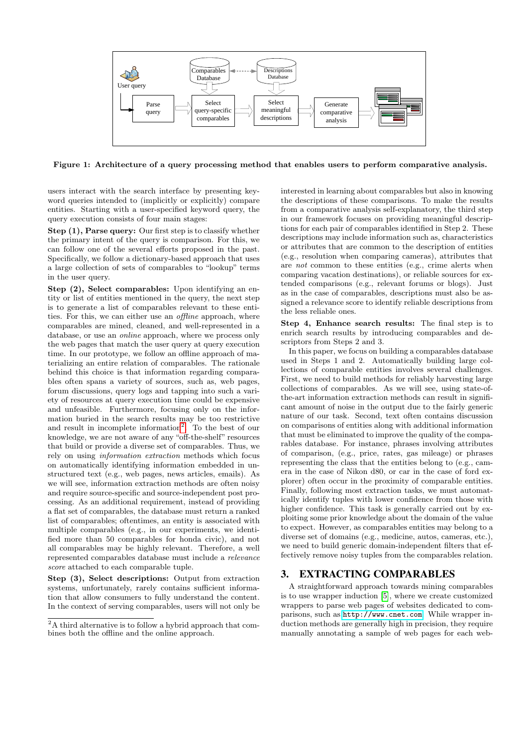Figure 1: Architecture of a query processing method that enables users to perform comparative analysis.

users interact with the search interface by presenting keyword queries intended to (implicitly or explicitly) compare entities. Starting with a user-specified keyword query, the query execution consists of four main stages:

**Step (1), Parse query:** Our first step is to classify whether the primary intent of the query is comparison. For this, we can follow one of the several efforts proposed in the past. Specifically, we follow a dictionary-based approach that uses a large collection of sets of comparables to "lookup" terms in the user query.

**Step (2), Select comparables:** Upon identifying an entity or list of entities mentioned in the query, the next step is to generate a list of comparables relevant to these entities. For this, we can either use an *offline* approach, where comparables are mined, cleaned, and well-represented in a database, or use an *online* approach, where we process only the web pages that match the user query at query execution time. In our prototype, we follow an offline approach of materializing an entire relation of comparables. The rationale behind this choice is that information regarding comparables often spans a variety of sources, such as, web pages, forum discussions, query logs and tapping into such a variety of resources at query execution time could be expensive and unfeasible. Furthermore, focusing only on the information buried in the search results may be too restrictive and result in incomplete information[2]. To the best of our knowledge, we are not aware of any "off-the-shelf" resources that build or provide a diverse set of comparables. Thus, we rely on using *information extraction* methods which focus on automatically identifying information embedded in unstructured text (e.g., web pages, news articles, emails). As we will see, information extraction methods are often noisy and require source-specific and source-independent post processing. As an additional requirement, instead of providing a flat set of comparables, the database must return a ranked list of comparables; oftentimes, an entity is associated with multiple comparables (e.g., in our experiments, we identified more than 50 comparables for honda civic), and not all comparables may be highly relevant. Therefore, a well represented comparables database must include a *relevance score* attached to each comparable tuple.

**Step (3), Select descriptions:** Output from extraction systems, unfortunately, rarely contains sufficient information that allow consumers to fully understand the content. In the context of serving comparables, users will not only be interested in learning about comparables but also in knowing the descriptions of these comparisons. To make the results from a comparative analysis self-explanatory, the third step in our framework focuses on providing meaningful descriptions for each pair of comparables identified in Step 2. These descriptions may include information such as, characteristics or attributes that are common to the description of entities (e.g., resolution when comparing cameras), attributes that are *not* common to these entities (e.g., crime alerts when comparing vacation destinations), or reliable sources for extended comparisons (e.g., relevant forums or blogs). Just as in the case of comparables, descriptions must also be assigned a relevance score to identify reliable descriptions from the less reliable ones.

**Step 4, Enhance search results:** The final step is to enrich search results by introducing comparables and descriptors from Steps 2 and 3.

In this paper, we focus on building a comparables database used in Steps 1 and 2. Automatically building large collections of comparable entities involves several challenges. First, we need to build methods for reliably harvesting large collections of comparables. As we will see, using state-of-the-art information extraction methods can result in significant amount of noise in the output due to the fairly generic nature of our task. Second, text often contains discussion on comparisons of entities along with additional information that must be eliminated to improve the quality of the comparables database. For instance, phrases involving attributes of comparison, (e.g., price, rates, gas mileage) or phrases representing the class that the entities belong to (e.g., camera in the case of Nikon d80, or car in the case of ford explorer) often occur in the proximity of comparable entities. Finally, following most extraction tasks, we must automatically identify tuples with lower confidence from those with higher confidence. This task is generally carried out by exploiting some prior knowledge about the domain of the value to expect. However, as comparables entities may belong to a diverse set of domains (e.g., medicine, autos, cameras, etc.), we need to build generic domain-independent filters that effectively remove noisy tuples from the comparables relation.

## 3. EXTRACTING COMPARABLES

A straightforward approach towards mining comparables is to use wrapper induction [5], where we create customized wrappers to parse web pages of websites dedicated to comparisons, such as http://www.cnet.com. While wrapper induction methods are generally high in precision, they require manually annotating a sample of web pages for each web-

[2] A third alternative is to follow a hybrid approach that combines both the offline and the online approach.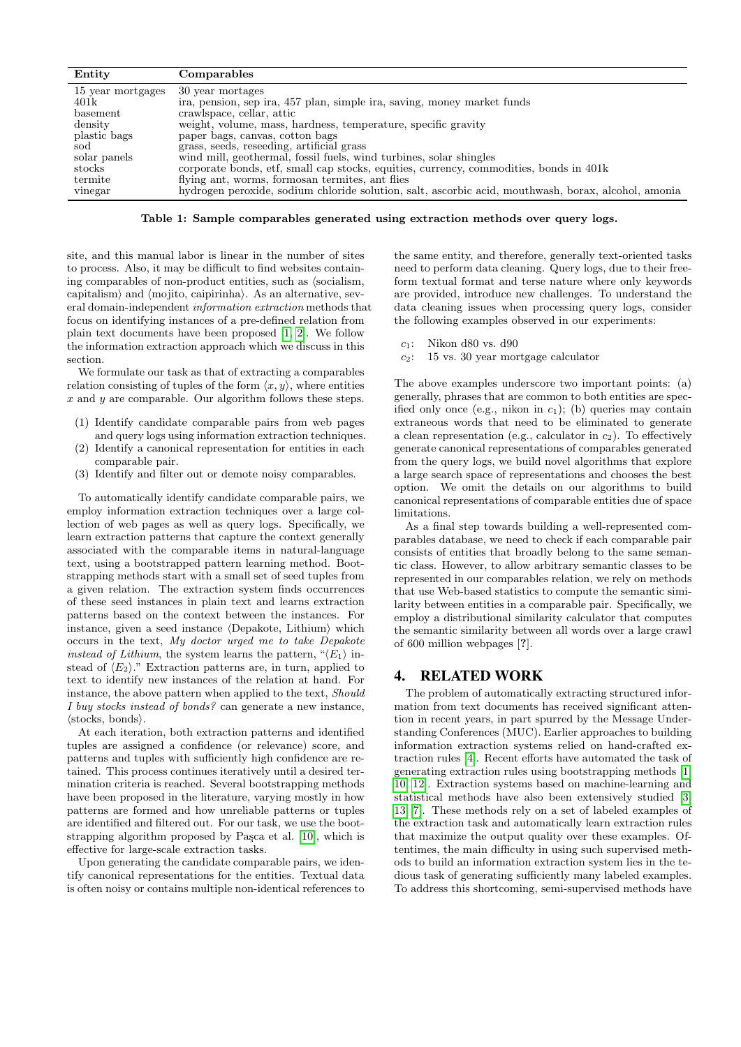| Entity | Comparables |
|---|---|
| 15 year mortgages | 30 year mortages |
| 401k | ira, pension, sep ira, 457 plan, simple ira, saving, money market funds |
| basement | crawlspace, cellar, attic |
| density | weight, volume, mass, hardness, temperature, specific gravity |
| plastic bags | paper bags, canvas, cotton bags |
| sod | grass, seeds, reseeding, artificial grass |
| solar panels | wind mill, geothermal, fossil fuels, wind turbines, solar shingles |
| stocks | corporate bonds, etf, small cap stocks, equities, currency, commodities, bonds in 401k |
| termite | flying ant, worms, formosan termites, ant flies |
| vinegar | hydrogen peroxide, sodium chloride solution, salt, ascorbic acid, mouthwash, borax, alcohol, amonia |

**Table 1: Sample comparables generated using extraction methods over query logs.**

site, and this manual labor is linear in the number of sites to process. Also, it may be difficult to find websites containing comparables of non-product entities, such as ⟨socialism, capitalism⟩ and ⟨mojito, caipirinha⟩. As an alternative, several domain-independent *information extraction* methods that focus on identifying instances of a pre-defined relation from plain text documents have been proposed [1, 2]. We follow the information extraction approach which we discuss in this section.

We formulate our task as that of extracting a comparables relation consisting of tuples of the form $\langle x, y \rangle$, where entities $x$ and $y$ are comparable. Our algorithm follows these steps.

(1) Identify candidate comparable pairs from web pages and query logs using information extraction techniques.
(2) Identify a canonical representation for entities in each comparable pair.
(3) Identify and filter out or demote noisy comparables.

To automatically identify candidate comparable pairs, we employ information extraction techniques over a large collection of web pages as well as query logs. Specifically, we learn extraction patterns that capture the context generally associated with the comparable items in natural-language text, using a bootstrapped pattern learning method. Bootstrapping methods start with a small set of seed tuples from a given relation. The extraction system finds occurrences of these seed instances in plain text and learns extraction patterns based on the context between the instances. For instance, given a seed instance ⟨Depakote, Lithium⟩ which occurs in the text, *My doctor urged me to take Depakote instead of Lithium*, the system learns the pattern, "$\langle E_1 \rangle$ instead of $\langle E_2 \rangle$." Extraction patterns are, in turn, applied to text to identify new instances of the relation at hand. For instance, the above pattern when applied to the text, *Should I buy stocks instead of bonds?* can generate a new instance, ⟨stocks, bonds⟩.

At each iteration, both extraction patterns and identified tuples are assigned a confidence (or relevance) score, and patterns and tuples with sufficiently high confidence are retained. This process continues iteratively until a desired termination criteria is reached. Several bootstrapping methods have been proposed in the literature, varying mostly in how patterns are formed and how unreliable patterns or tuples are identified and filtered out. For our task, we use the bootstrapping algorithm proposed by Paşca et al. [10], which is effective for large-scale extraction tasks.

Upon generating the candidate comparable pairs, we identify canonical representations for the entities. Textual data is often noisy or contains multiple non-identical references to the same entity, and therefore, generally text-oriented tasks need to perform data cleaning. Query logs, due to their free-form textual format and terse nature where only keywords are provided, introduce new challenges. To understand the data cleaning issues when processing query logs, consider the following examples observed in our experiments:

$c_1$: Nikon d80 vs. d90
$c_2$: 15 vs. 30 year mortgage calculator

The above examples underscore two important points: (a) generally, phrases that are common to both entities are specified only once (e.g., nikon in $c_1$); (b) queries may contain extraneous words that need to be eliminated to generate a clean representation (e.g., calculator in $c_2$). To effectively generate canonical representations of comparables generated from the query logs, we build novel algorithms that explore a large search space of representations and chooses the best option. We omit the details on our algorithms to build canonical representations of comparable entities due of space limitations.

As a final step towards building a well-represented comparables database, we need to check if each comparable pair consists of entities that broadly belong to the same semantic class. However, to allow arbitrary semantic classes to be represented in our comparables relation, we rely on methods that use Web-based statistics to compute the semantic similarity between entities in a comparable pair. Specifically, we employ a distributional similarity calculator that computes the semantic similarity between all words over a large crawl of 600 million webpages [**?**].

## 4. RELATED WORK

The problem of automatically extracting structured information from text documents has received significant attention in recent years, in part spurred by the Message Understanding Conferences (MUC). Earlier approaches to building information extraction systems relied on hand-crafted extraction rules [4]. Recent efforts have automated the task of generating extraction rules using bootstrapping methods [1, 10, 12]. Extraction systems based on machine-learning and statistical methods have also been extensively studied [3, 13, 7]. These methods rely on a set of labeled examples of the extraction task and automatically learn extraction rules that maximize the output quality over these examples. Oftentimes, the main difficulty in using such supervised methods to build an information extraction system lies in the tedious task of generating sufficiently many labeled examples. To address this shortcoming, semi-supervised methods have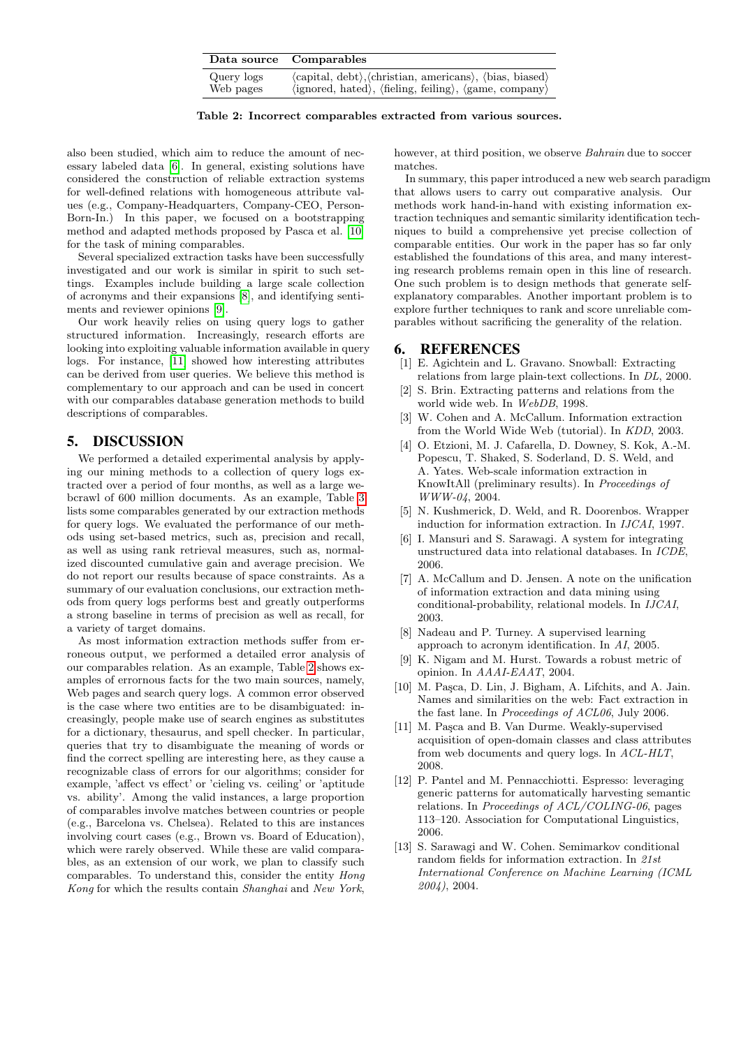| Data source | Comparables |
|---|---|
| Query logs | ⟨capital, debt⟩,⟨christian, americans⟩, ⟨bias, biased⟩ |
| Web pages | ⟨ignored, hated⟩, ⟨fieling, feiling⟩, ⟨game, company⟩ |

**Table 2: Incorrect comparables extracted from various sources.**

also been studied, which aim to reduce the amount of necessary labeled data [6]. In general, existing solutions have considered the construction of reliable extraction systems for well-defined relations with homogeneous attribute values (e.g., Company-Headquarters, Company-CEO, Person-Born-In.) In this paper, we focused on a bootstrapping method and adapted methods proposed by Pasca et al. [10] for the task of mining comparables.

Several specialized extraction tasks have been successfully investigated and our work is similar in spirit to such settings. Examples include building a large scale collection of acronyms and their expansions [8], and identifying sentiments and reviewer opinions [9].

Our work heavily relies on using query logs to gather structured information. Increasingly, research efforts are looking into exploiting valuable information available in query logs. For instance, [11] showed how interesting attributes can be derived from user queries. We believe this method is complementary to our approach and can be used in concert with our comparables database generation methods to build descriptions of comparables.

## 5. DISCUSSION

We performed a detailed experimental analysis by applying our mining methods to a collection of query logs extracted over a period of four months, as well as a large webcrawl of 600 million documents. As an example, Table 3 lists some comparables generated by our extraction methods for query logs. We evaluated the performance of our methods using set-based metrics, such as, precision and recall, as well as using rank retrieval measures, such as, normalized discounted cumulative gain and average precision. We do not report our results because of space constraints. As a summary of our evaluation conclusions, our extraction methods from query logs performs best and greatly outperforms a strong baseline in terms of precision as well as recall, for a variety of target domains.

As most information extraction methods suffer from erroneous output, we performed a detailed error analysis of our comparables relation. As an example, Table 2 shows examples of errornous facts for the two main sources, namely, Web pages and search query logs. A common error observed is the case where two entities are to be disambiguated: increasingly, people make use of search engines as substitutes for a dictionary, thesaurus, and spell checker. In particular, queries that try to disambiguate the meaning of words or find the correct spelling are interesting here, as they cause a recognizable class of errors for our algorithms; consider for example, 'affect vs effect' or 'cieling vs. ceiling' or 'aptitude vs. ability'. Among the valid instances, a large proportion of comparables involve matches between countries or people (e.g., Barcelona vs. Chelsea). Related to this are instances involving court cases (e.g., Brown vs. Board of Education), which were rarely observed. While these are valid comparables, as an extension of our work, we plan to classify such comparables. To understand this, consider the entity *Hong Kong* for which the results contain *Shanghai* and *New York*, however, at third position, we observe *Bahrain* due to soccer matches.

In summary, this paper introduced a new web search paradigm that allows users to carry out comparative analysis. Our methods work hand-in-hand with existing information extraction techniques and semantic similarity identification techniques to build a comprehensive yet precise collection of comparable entities. Our work in the paper has so far only established the foundations of this area, and many interesting research problems remain open in this line of research. One such problem is to design methods that generate self-explanatory comparables. Another important problem is to explore further techniques to rank and score unreliable comparables without sacrificing the generality of the relation.

## 6. REFERENCES

[1] E. Agichtein and L. Gravano. Snowball: Extracting relations from large plain-text collections. In *DL*, 2000.

[2] S. Brin. Extracting patterns and relations from the world wide web. In *WebDB*, 1998.

[3] W. Cohen and A. McCallum. Information extraction from the World Wide Web (tutorial). In *KDD*, 2003.

[4] O. Etzioni, M. J. Cafarella, D. Downey, S. Kok, A.-M. Popescu, T. Shaked, S. Soderland, D. S. Weld, and A. Yates. Web-scale information extraction in KnowItAll (preliminary results). In *Proceedings of WWW-04*, 2004.

[5] N. Kushmerick, D. Weld, and R. Doorenbos. Wrapper induction for information extraction. In *IJCAI*, 1997.

[6] I. Mansuri and S. Sarawagi. A system for integrating unstructured data into relational databases. In *ICDE*, 2006.

[7] A. McCallum and D. Jensen. A note on the unification of information extraction and data mining using conditional-probability, relational models. In *IJCAI*, 2003.

[8] Nadeau and P. Turney. A supervised learning approach to acronym identification. In *AI*, 2005.

[9] K. Nigam and M. Hurst. Towards a robust metric of opinion. In *AAAI-EAAT*, 2004.

[10] M. Paşca, D. Lin, J. Bigham, A. Lifchits, and A. Jain. Names and similarities on the web: Fact extraction in the fast lane. In *Proceedings of ACL06*, July 2006.

[11] M. Paşca and B. Van Durme. Weakly-supervised acquisition of open-domain classes and class attributes from web documents and query logs. In *ACL-HLT*, 2008.

[12] P. Pantel and M. Pennacchiotti. Espresso: leveraging generic patterns for automatically harvesting semantic relations. In *Proceedings of ACL/COLING-06*, pages 113–120. Association for Computational Linguistics, 2006.

[13] S. Sarawagi and W. Cohen. Semimarkov conditional random fields for information extraction. In *21st International Conference on Machine Learning (ICML 2004)*, 2004.